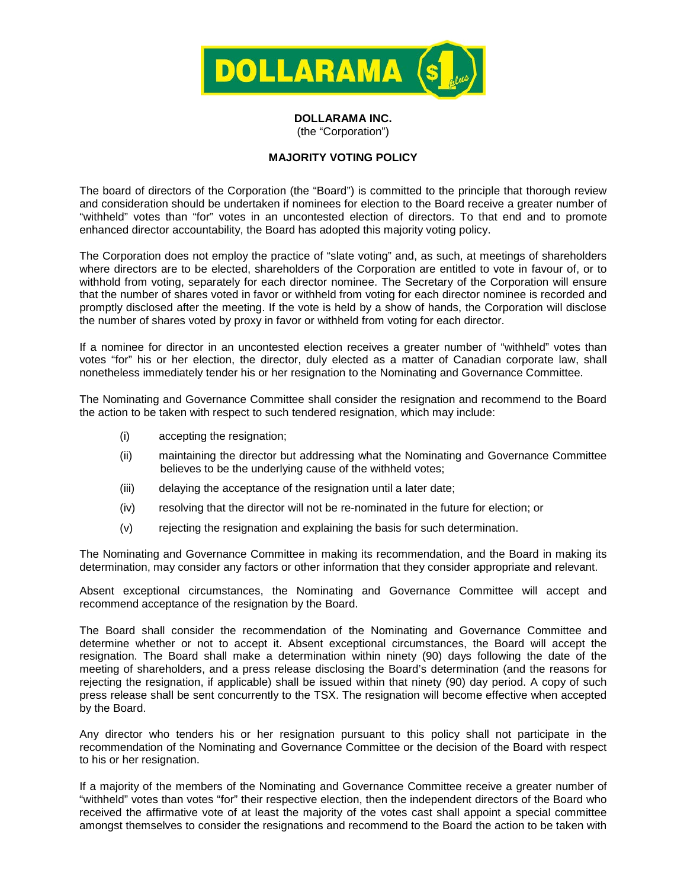**DOLLARAMA INC.**
(the "Corporation")

**MAJORITY VOTING POLICY**

The board of directors of the Corporation (the "Board") is committed to the principle that thorough review and consideration should be undertaken if nominees for election to the Board receive a greater number of "withheld" votes than "for" votes in an uncontested election of directors. To that end and to promote enhanced director accountability, the Board has adopted this majority voting policy.

The Corporation does not employ the practice of "slate voting" and, as such, at meetings of shareholders where directors are to be elected, shareholders of the Corporation are entitled to vote in favour of, or to withhold from voting, separately for each director nominee. The Secretary of the Corporation will ensure that the number of shares voted in favor or withheld from voting for each director nominee is recorded and promptly disclosed after the meeting. If the vote is held by a show of hands, the Corporation will disclose the number of shares voted by proxy in favor or withheld from voting for each director.

If a nominee for director in an uncontested election receives a greater number of "withheld" votes than votes "for" his or her election, the director, duly elected as a matter of Canadian corporate law, shall nonetheless immediately tender his or her resignation to the Nominating and Governance Committee.

The Nominating and Governance Committee shall consider the resignation and recommend to the Board the action to be taken with respect to such tendered resignation, which may include:

(i) accepting the resignation;

(ii) maintaining the director but addressing what the Nominating and Governance Committee believes to be the underlying cause of the withheld votes;

(iii) delaying the acceptance of the resignation until a later date;

(iv) resolving that the director will not be re-nominated in the future for election; or

(v) rejecting the resignation and explaining the basis for such determination.

The Nominating and Governance Committee in making its recommendation, and the Board in making its determination, may consider any factors or other information that they consider appropriate and relevant.

Absent exceptional circumstances, the Nominating and Governance Committee will accept and recommend acceptance of the resignation by the Board.

The Board shall consider the recommendation of the Nominating and Governance Committee and determine whether or not to accept it. Absent exceptional circumstances, the Board will accept the resignation. The Board shall make a determination within ninety (90) days following the date of the meeting of shareholders, and a press release disclosing the Board's determination (and the reasons for rejecting the resignation, if applicable) shall be issued within that ninety (90) day period. A copy of such press release shall be sent concurrently to the TSX. The resignation will become effective when accepted by the Board.

Any director who tenders his or her resignation pursuant to this policy shall not participate in the recommendation of the Nominating and Governance Committee or the decision of the Board with respect to his or her resignation.

If a majority of the members of the Nominating and Governance Committee receive a greater number of "withheld" votes than votes "for" their respective election, then the independent directors of the Board who received the affirmative vote of at least the majority of the votes cast shall appoint a special committee amongst themselves to consider the resignations and recommend to the Board the action to be taken with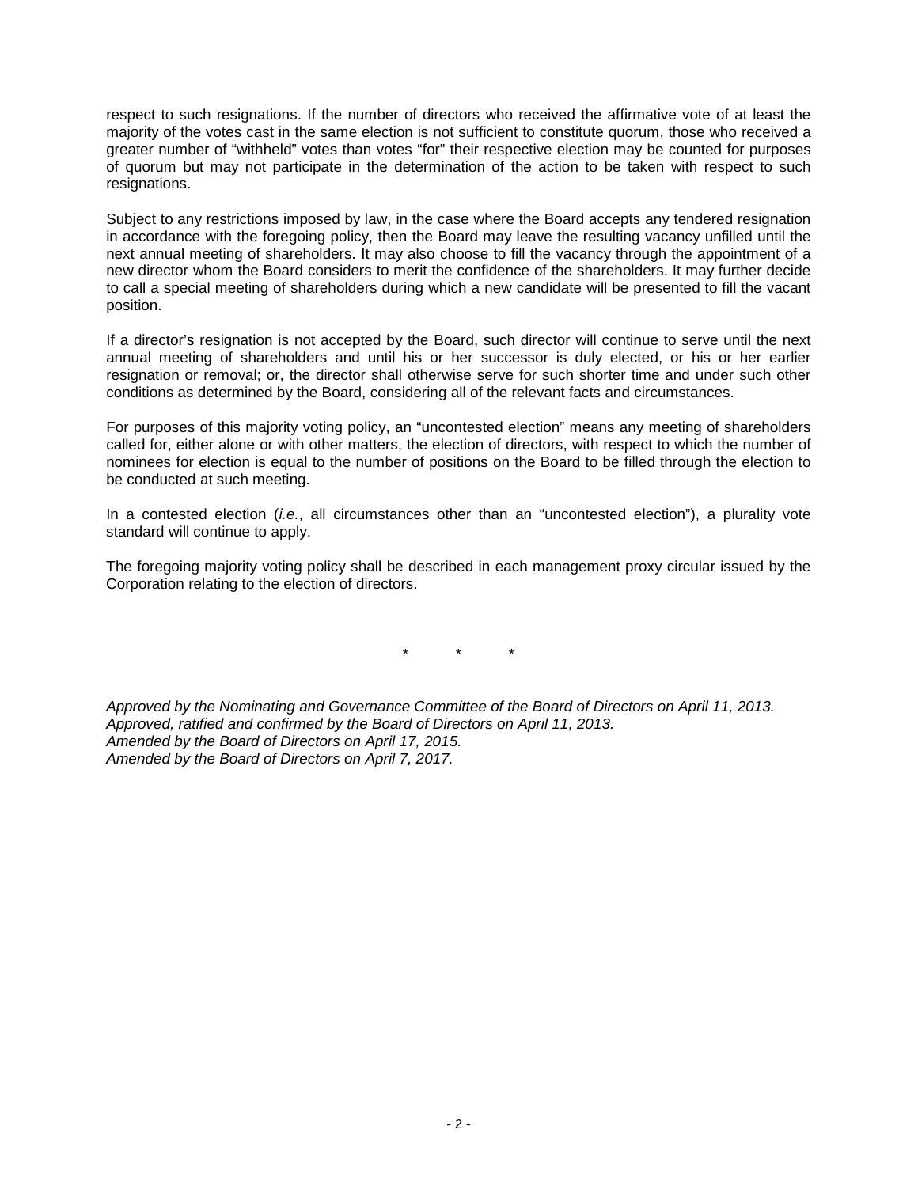respect to such resignations. If the number of directors who received the affirmative vote of at least the majority of the votes cast in the same election is not sufficient to constitute quorum, those who received a greater number of "withheld" votes than votes "for" their respective election may be counted for purposes of quorum but may not participate in the determination of the action to be taken with respect to such resignations.

Subject to any restrictions imposed by law, in the case where the Board accepts any tendered resignation in accordance with the foregoing policy, then the Board may leave the resulting vacancy unfilled until the next annual meeting of shareholders. It may also choose to fill the vacancy through the appointment of a new director whom the Board considers to merit the confidence of the shareholders. It may further decide to call a special meeting of shareholders during which a new candidate will be presented to fill the vacant position.

If a director's resignation is not accepted by the Board, such director will continue to serve until the next annual meeting of shareholders and until his or her successor is duly elected, or his or her earlier resignation or removal; or, the director shall otherwise serve for such shorter time and under such other conditions as determined by the Board, considering all of the relevant facts and circumstances.

For purposes of this majority voting policy, an "uncontested election" means any meeting of shareholders called for, either alone or with other matters, the election of directors, with respect to which the number of nominees for election is equal to the number of positions on the Board to be filled through the election to be conducted at such meeting.

In a contested election (*i.e.*, all circumstances other than an "uncontested election"), a plurality vote standard will continue to apply.

The foregoing majority voting policy shall be described in each management proxy circular issued by the Corporation relating to the election of directors.

\* \* \*

*Approved by the Nominating and Governance Committee of the Board of Directors on April 11, 2013.*
*Approved, ratified and confirmed by the Board of Directors on April 11, 2013.*
*Amended by the Board of Directors on April 17, 2015.*
*Amended by the Board of Directors on April 7, 2017.*